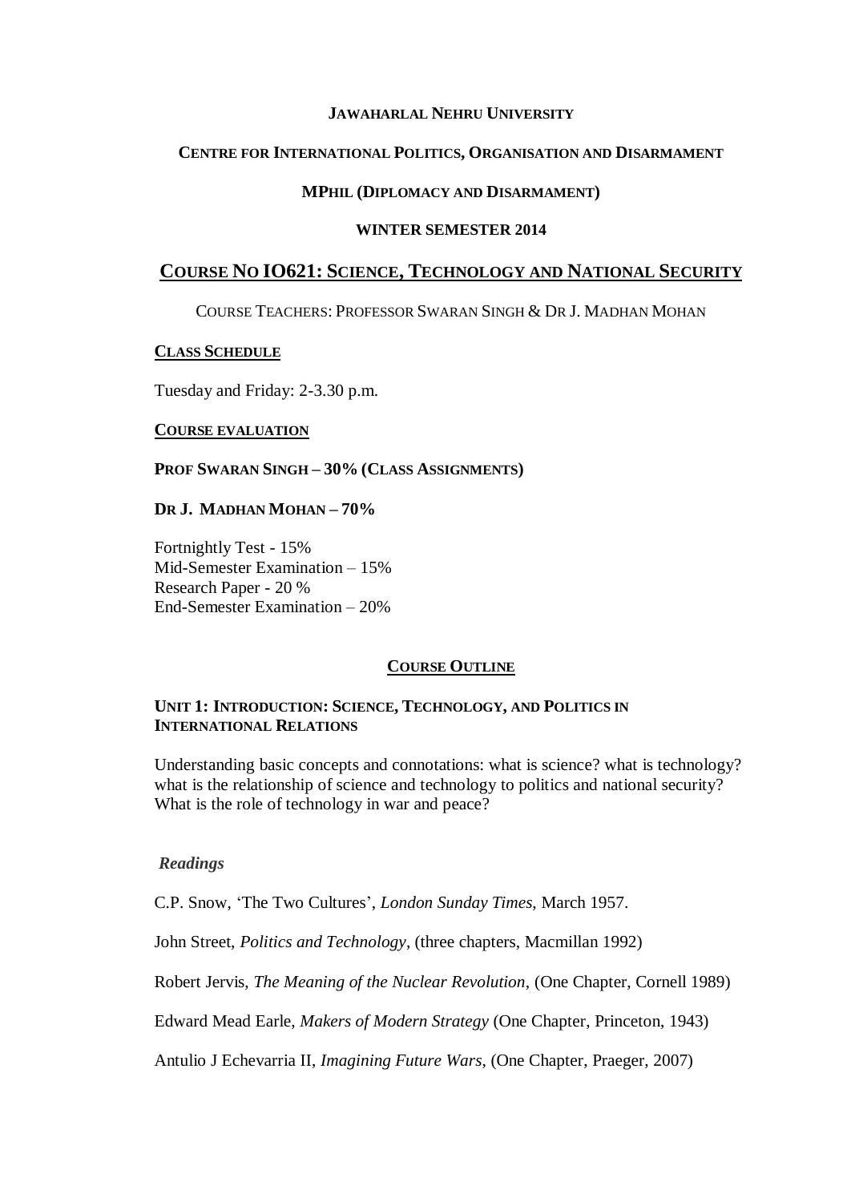**JAWAHARLAL NEHRU UNIVERSITY**

**CENTRE FOR INTERNATIONAL POLITICS, ORGANISATION AND DISARMAMENT**

**MPHIL (DIPLOMACY AND DISARMAMENT)**

**WINTER SEMESTER 2014**

# COURSE NO IO621: SCIENCE, TECHNOLOGY AND NATIONAL SECURITY

COURSE TEACHERS: PROFESSOR SWARAN SINGH & DR J. MADHAN MOHAN

## CLASS SCHEDULE

Tuesday and Friday: 2-3.30 p.m.

## COURSE EVALUATION

**PROF SWARAN SINGH – 30% (CLASS ASSIGNMENTS)**

**DR J. MADHAN MOHAN – 70%**

Fortnightly Test - 15%
Mid-Semester Examination – 15%
Research Paper - 20 %
End-Semester Examination – 20%

## COURSE OUTLINE

### UNIT 1: INTRODUCTION: SCIENCE, TECHNOLOGY, AND POLITICS IN INTERNATIONAL RELATIONS

Understanding basic concepts and connotations: what is science? what is technology? what is the relationship of science and technology to politics and national security? What is the role of technology in war and peace?

*Readings*

C.P. Snow, 'The Two Cultures', *London Sunday Times*, March 1957.

John Street, *Politics and Technology*, (three chapters, Macmillan 1992)

Robert Jervis, *The Meaning of the Nuclear Revolution*, (One Chapter, Cornell 1989)

Edward Mead Earle, *Makers of Modern Strategy* (One Chapter, Princeton, 1943)

Antulio J Echevarria II, *Imagining Future Wars*, (One Chapter, Praeger, 2007)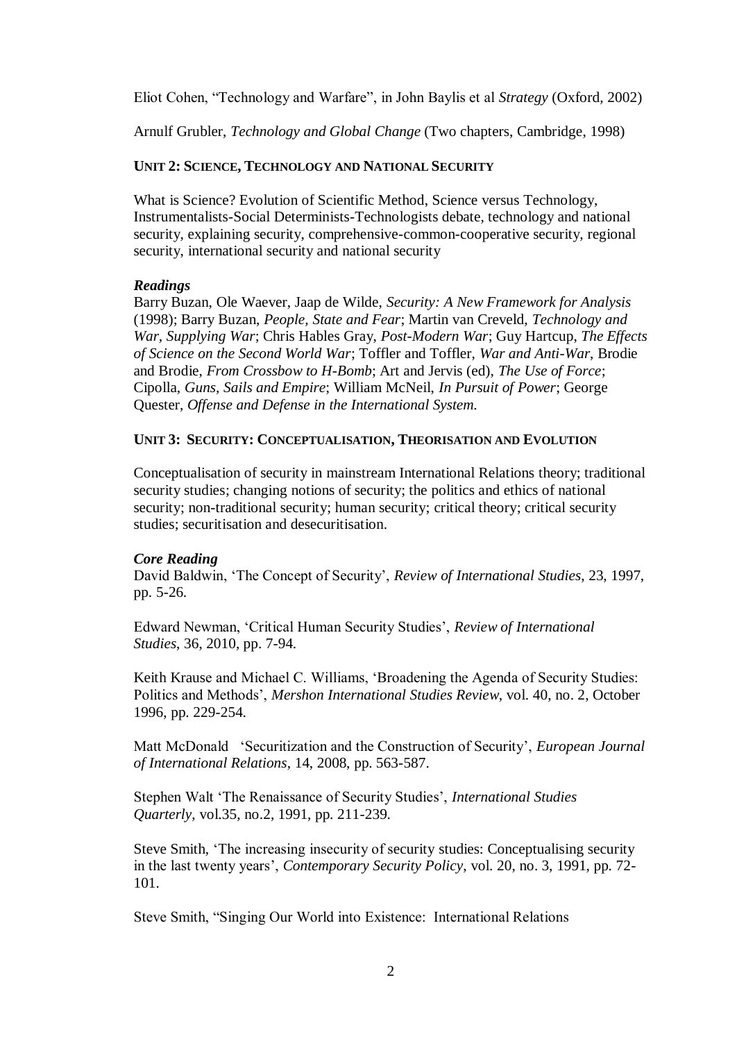Eliot Cohen, "Technology and Warfare", in John Baylis et al *Strategy* (Oxford, 2002)

Arnulf Grubler, *Technology and Global Change* (Two chapters, Cambridge, 1998)

## UNIT 2: SCIENCE, TECHNOLOGY AND NATIONAL SECURITY

What is Science? Evolution of Scientific Method, Science versus Technology, Instrumentalists-Social Determinists-Technologists debate, technology and national security, explaining security, comprehensive-common-cooperative security, regional security, international security and national security

***Readings***

Barry Buzan, Ole Waever, Jaap de Wilde, *Security: A New Framework for Analysis* (1998); Barry Buzan, *People, State and Fear*; Martin van Creveld, *Technology and War, Supplying War*; Chris Hables Gray, *Post-Modern War*; Guy Hartcup, *The Effects of Science on the Second World War*; Toffler and Toffler, *War and Anti-War*, Brodie and Brodie, *From Crossbow to H-Bomb*; Art and Jervis (ed), *The Use of Force*; Cipolla, *Guns, Sails and Empire*; William McNeil, *In Pursuit of Power*; George Quester, *Offense and Defense in the International System.*

## UNIT 3: SECURITY: CONCEPTUALISATION, THEORISATION AND EVOLUTION

Conceptualisation of security in mainstream International Relations theory; traditional security studies; changing notions of security; the politics and ethics of national security; non-traditional security; human security; critical theory; critical security studies; securitisation and desecuritisation.

***Core Reading***

David Baldwin, 'The Concept of Security', *Review of International Studies*, 23, 1997, pp. 5-26.

Edward Newman, 'Critical Human Security Studies', *Review of International Studies*, 36, 2010, pp. 7-94.

Keith Krause and Michael C. Williams, 'Broadening the Agenda of Security Studies: Politics and Methods', *Mershon International Studies Review*, vol. 40, no. 2, October 1996, pp. 229-254.

Matt McDonald 'Securitization and the Construction of Security', *European Journal of International Relations*, 14, 2008, pp. 563-587.

Stephen Walt 'The Renaissance of Security Studies', *International Studies Quarterly*, vol.35, no.2, 1991, pp. 211-239.

Steve Smith, 'The increasing insecurity of security studies: Conceptualising security in the last twenty years', *Contemporary Security Policy*, vol. 20, no. 3, 1991, pp. 72-101.

Steve Smith, "Singing Our World into Existence: International Relations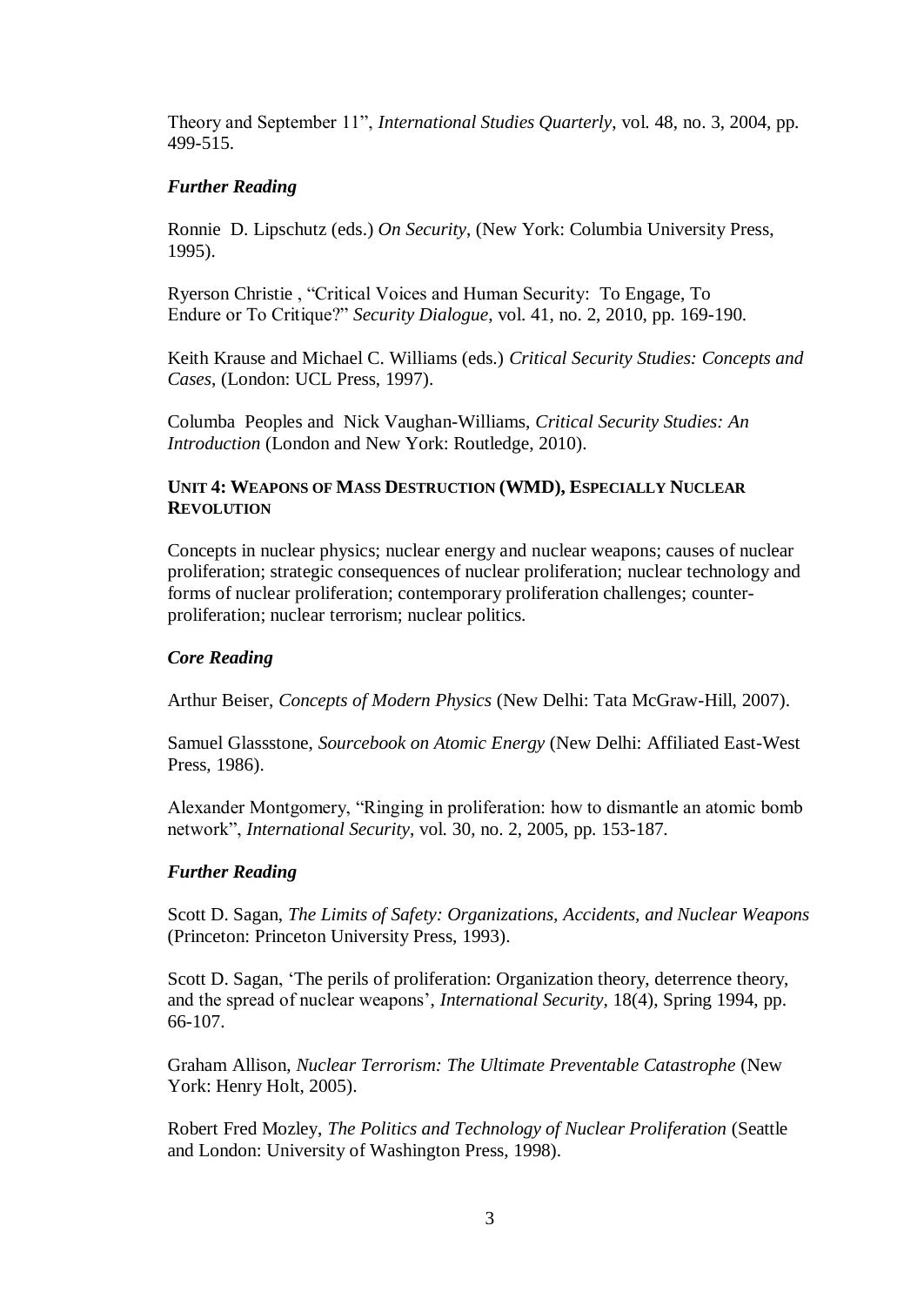Theory and September 11", *International Studies Quarterly*, vol. 48, no. 3, 2004, pp. 499-515.

***Further Reading***

Ronnie D. Lipschutz (eds.) *On Security*, (New York: Columbia University Press, 1995).

Ryerson Christie , "Critical Voices and Human Security: To Engage, To Endure or To Critique?" *Security Dialogue*, vol. 41, no. 2, 2010, pp. 169-190.

Keith Krause and Michael C. Williams (eds.) *Critical Security Studies: Concepts and Cases*, (London: UCL Press, 1997).

Columba Peoples and Nick Vaughan-Williams, *Critical Security Studies: An Introduction* (London and New York: Routledge, 2010).

**UNIT 4: WEAPONS OF MASS DESTRUCTION (WMD), ESPECIALLY NUCLEAR REVOLUTION**

Concepts in nuclear physics; nuclear energy and nuclear weapons; causes of nuclear proliferation; strategic consequences of nuclear proliferation; nuclear technology and forms of nuclear proliferation; contemporary proliferation challenges; counter-proliferation; nuclear terrorism; nuclear politics.

***Core Reading***

Arthur Beiser, *Concepts of Modern Physics* (New Delhi: Tata McGraw-Hill, 2007).

Samuel Glassstone, *Sourcebook on Atomic Energy* (New Delhi: Affiliated East-West Press, 1986).

Alexander Montgomery, "Ringing in proliferation: how to dismantle an atomic bomb network", *International Security*, vol. 30, no. 2, 2005, pp. 153-187.

***Further Reading***

Scott D. Sagan, *The Limits of Safety: Organizations, Accidents, and Nuclear Weapons* (Princeton: Princeton University Press, 1993).

Scott D. Sagan, 'The perils of proliferation: Organization theory, deterrence theory, and the spread of nuclear weapons', *International Security*, 18(4), Spring 1994, pp. 66-107.

Graham Allison, *Nuclear Terrorism: The Ultimate Preventable Catastrophe* (New York: Henry Holt, 2005).

Robert Fred Mozley, *The Politics and Technology of Nuclear Proliferation* (Seattle and London: University of Washington Press, 1998).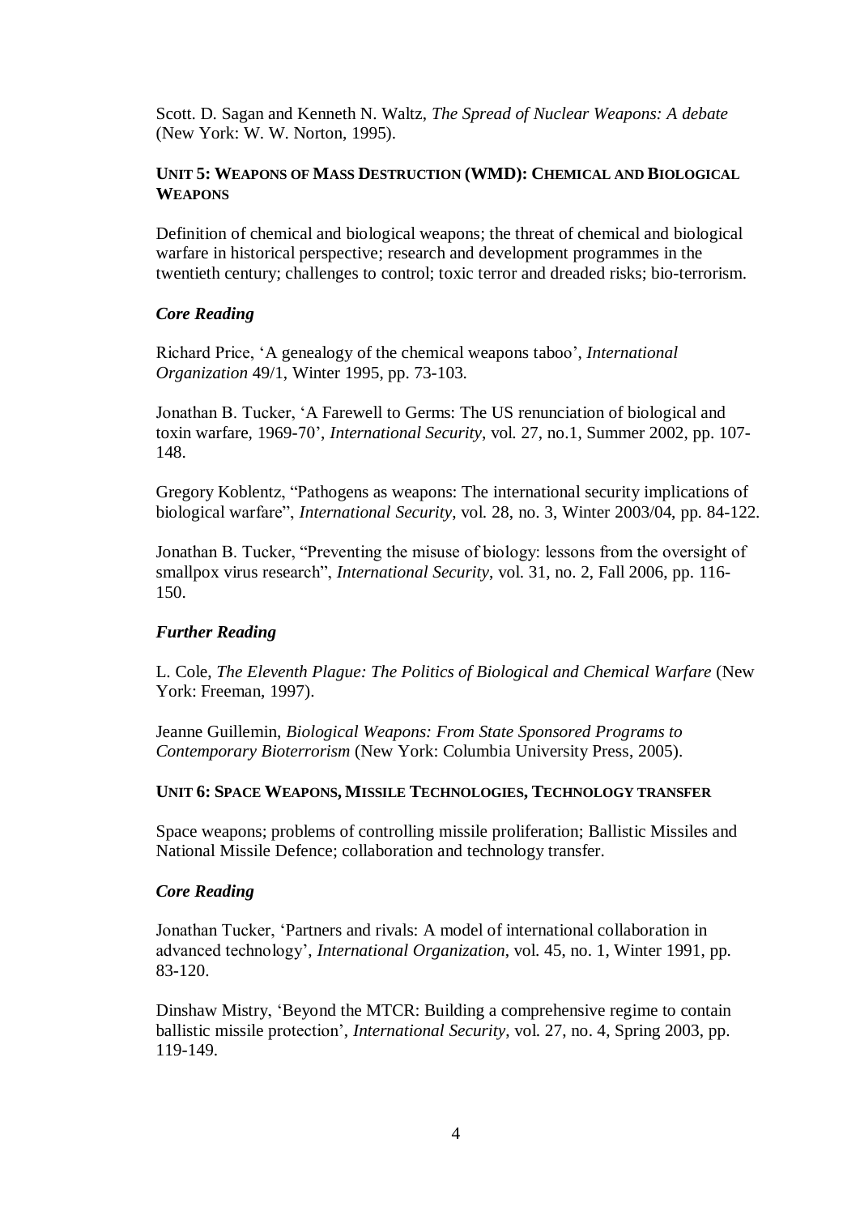Scott. D. Sagan and Kenneth N. Waltz, *The Spread of Nuclear Weapons: A debate* (New York: W. W. Norton, 1995).

### UNIT 5: WEAPONS OF MASS DESTRUCTION (WMD): CHEMICAL AND BIOLOGICAL WEAPONS

Definition of chemical and biological weapons; the threat of chemical and biological warfare in historical perspective; research and development programmes in the twentieth century; challenges to control; toxic terror and dreaded risks; bio-terrorism.

#### *Core Reading*

Richard Price, 'A genealogy of the chemical weapons taboo', *International Organization* 49/1, Winter 1995, pp. 73-103.

Jonathan B. Tucker, 'A Farewell to Germs: The US renunciation of biological and toxin warfare, 1969-70', *International Security*, vol. 27, no.1, Summer 2002, pp. 107-148.

Gregory Koblentz, "Pathogens as weapons: The international security implications of biological warfare", *International Security*, vol. 28, no. 3, Winter 2003/04, pp. 84-122.

Jonathan B. Tucker, "Preventing the misuse of biology: lessons from the oversight of smallpox virus research", *International Security*, vol. 31, no. 2, Fall 2006, pp. 116-150.

#### *Further Reading*

L. Cole, *The Eleventh Plague: The Politics of Biological and Chemical Warfare* (New York: Freeman, 1997).

Jeanne Guillemin, *Biological Weapons: From State Sponsored Programs to Contemporary Bioterrorism* (New York: Columbia University Press, 2005).

### UNIT 6: SPACE WEAPONS, MISSILE TECHNOLOGIES, TECHNOLOGY TRANSFER

Space weapons; problems of controlling missile proliferation; Ballistic Missiles and National Missile Defence; collaboration and technology transfer.

#### *Core Reading*

Jonathan Tucker, 'Partners and rivals: A model of international collaboration in advanced technology', *International Organization*, vol. 45, no. 1, Winter 1991, pp. 83-120.

Dinshaw Mistry, 'Beyond the MTCR: Building a comprehensive regime to contain ballistic missile protection', *International Security*, vol. 27, no. 4, Spring 2003, pp. 119-149.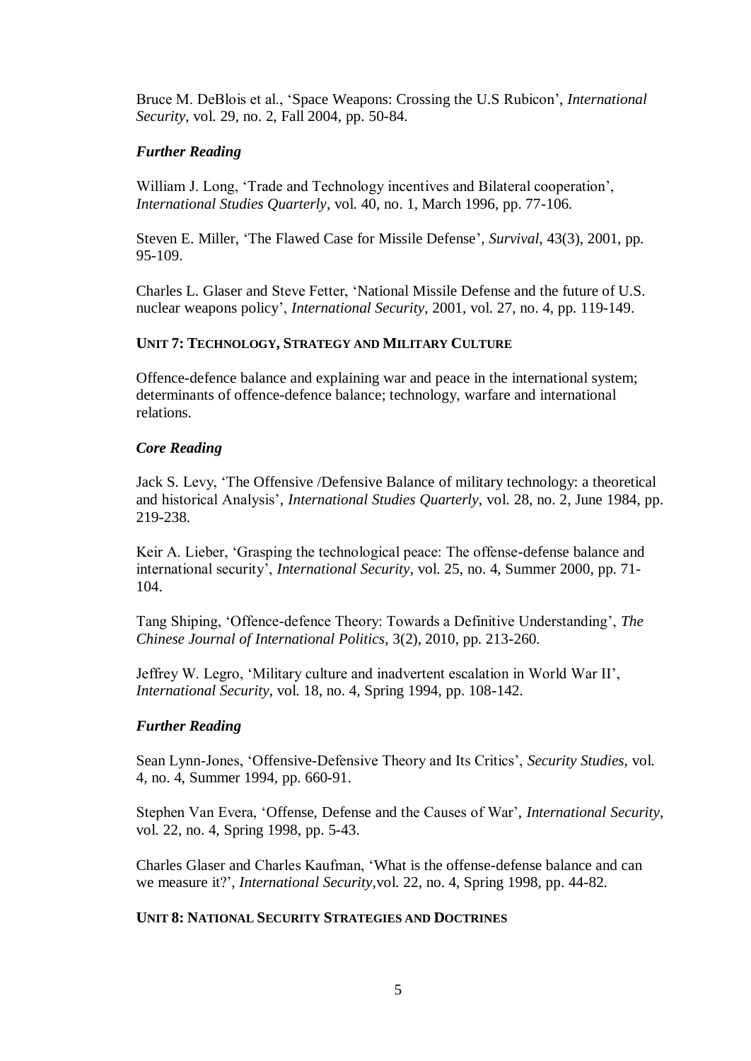Bruce M. DeBlois et al., 'Space Weapons: Crossing the U.S Rubicon', *International Security*, vol. 29, no. 2, Fall 2004, pp. 50-84.

### *Further Reading*

William J. Long, 'Trade and Technology incentives and Bilateral cooperation', *International Studies Quarterly*, vol. 40, no. 1, March 1996, pp. 77-106.

Steven E. Miller, 'The Flawed Case for Missile Defense', *Survival*, 43(3), 2001, pp. 95-109.

Charles L. Glaser and Steve Fetter, 'National Missile Defense and the future of U.S. nuclear weapons policy', *International Security*, 2001, vol. 27, no. 4, pp. 119-149.

## UNIT 7: TECHNOLOGY, STRATEGY AND MILITARY CULTURE

Offence-defence balance and explaining war and peace in the international system; determinants of offence-defence balance; technology, warfare and international relations.

### *Core Reading*

Jack S. Levy, 'The Offensive /Defensive Balance of military technology: a theoretical and historical Analysis', *International Studies Quarterly*, vol. 28, no. 2, June 1984, pp. 219-238.

Keir A. Lieber, 'Grasping the technological peace: The offense-defense balance and international security', *International Security*, vol. 25, no. 4, Summer 2000, pp. 71-104.

Tang Shiping, 'Offence-defence Theory: Towards a Definitive Understanding', *The Chinese Journal of International Politics*, 3(2), 2010, pp. 213-260.

Jeffrey W. Legro, 'Military culture and inadvertent escalation in World War II', *International Security*, vol. 18, no. 4, Spring 1994, pp. 108-142.

### *Further Reading*

Sean Lynn-Jones, 'Offensive-Defensive Theory and Its Critics', *Security Studies*, vol. 4, no. 4, Summer 1994, pp. 660-91.

Stephen Van Evera, 'Offense, Defense and the Causes of War', *International Security*, vol. 22, no. 4, Spring 1998, pp. 5-43.

Charles Glaser and Charles Kaufman, 'What is the offense-defense balance and can we measure it?', *International Security*,vol. 22, no. 4, Spring 1998, pp. 44-82.

## UNIT 8: NATIONAL SECURITY STRATEGIES AND DOCTRINES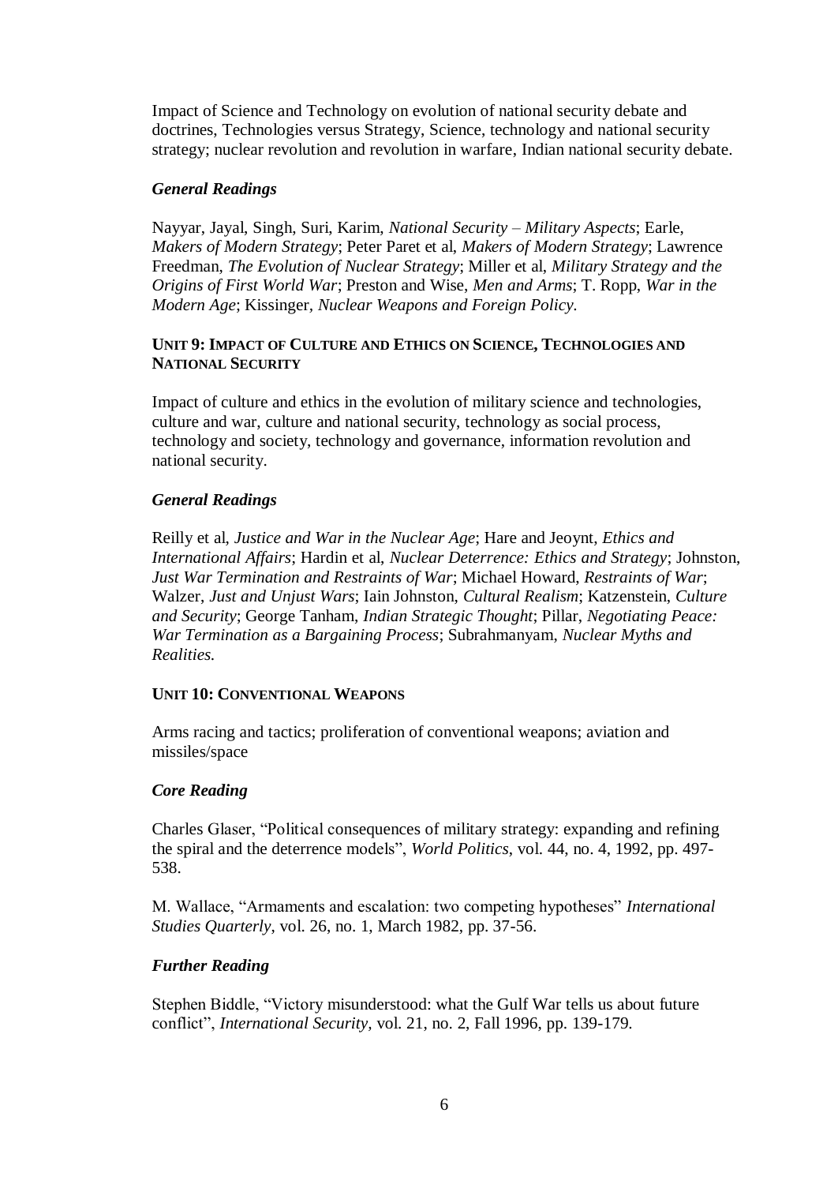Impact of Science and Technology on evolution of national security debate and doctrines, Technologies versus Strategy, Science, technology and national security strategy; nuclear revolution and revolution in warfare, Indian national security debate.

### *General Readings*

Nayyar, Jayal, Singh, Suri, Karim, *National Security – Military Aspects*; Earle, *Makers of Modern Strategy*; Peter Paret et al, *Makers of Modern Strategy*; Lawrence Freedman, *The Evolution of Nuclear Strategy*; Miller et al, *Military Strategy and the Origins of First World War*; Preston and Wise, *Men and Arms*; T. Ropp, *War in the Modern Age*; Kissinger, *Nuclear Weapons and Foreign Policy*.

## UNIT 9: IMPACT OF CULTURE AND ETHICS ON SCIENCE, TECHNOLOGIES AND NATIONAL SECURITY

Impact of culture and ethics in the evolution of military science and technologies, culture and war, culture and national security, technology as social process, technology and society, technology and governance, information revolution and national security.

### *General Readings*

Reilly et al, *Justice and War in the Nuclear Age*; Hare and Jeoynt, *Ethics and International Affairs*; Hardin et al, *Nuclear Deterrence: Ethics and Strategy*; Johnston, *Just War Termination and Restraints of War*; Michael Howard, *Restraints of War*; Walzer, *Just and Unjust Wars*; Iain Johnston, *Cultural Realism*; Katzenstein, *Culture and Security*; George Tanham, *Indian Strategic Thought*; Pillar, *Negotiating Peace: War Termination as a Bargaining Process*; Subrahmanyam, *Nuclear Myths and Realities.*

## UNIT 10: CONVENTIONAL WEAPONS

Arms racing and tactics; proliferation of conventional weapons; aviation and missiles/space

### *Core Reading*

Charles Glaser, "Political consequences of military strategy: expanding and refining the spiral and the deterrence models", *World Politics*, vol. 44, no. 4, 1992, pp. 497-538.

M. Wallace, "Armaments and escalation: two competing hypotheses" *International Studies Quarterly*, vol. 26, no. 1, March 1982, pp. 37-56.

### *Further Reading*

Stephen Biddle, "Victory misunderstood: what the Gulf War tells us about future conflict", *International Security,* vol. 21, no. 2, Fall 1996, pp. 139-179.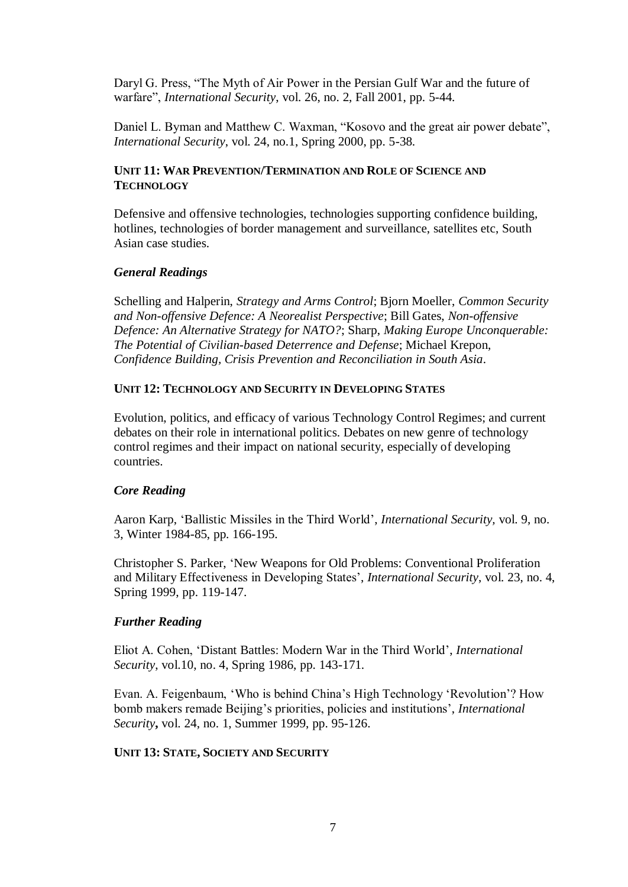Daryl G. Press, "The Myth of Air Power in the Persian Gulf War and the future of warfare", *International Security*, vol. 26, no. 2, Fall 2001, pp. 5-44.

Daniel L. Byman and Matthew C. Waxman, "Kosovo and the great air power debate", *International Security*, vol. 24, no.1, Spring 2000, pp. 5-38.

### UNIT 11: WAR PREVENTION/TERMINATION AND ROLE OF SCIENCE AND TECHNOLOGY

Defensive and offensive technologies, technologies supporting confidence building, hotlines, technologies of border management and surveillance, satellites etc, South Asian case studies.

#### *General Readings*

Schelling and Halperin, *Strategy and Arms Control*; Bjorn Moeller, *Common Security and Non-offensive Defence: A Neorealist Perspective*; Bill Gates, *Non-offensive Defence: An Alternative Strategy for NATO?*; Sharp, *Making Europe Unconquerable: The Potential of Civilian-based Deterrence and Defense*; Michael Krepon, *Confidence Building, Crisis Prevention and Reconciliation in South Asia*.

### UNIT 12: TECHNOLOGY AND SECURITY IN DEVELOPING STATES

Evolution, politics, and efficacy of various Technology Control Regimes; and current debates on their role in international politics. Debates on new genre of technology control regimes and their impact on national security, especially of developing countries.

#### *Core Reading*

Aaron Karp, 'Ballistic Missiles in the Third World', *International Security*, vol. 9, no. 3, Winter 1984-85, pp. 166-195.

Christopher S. Parker, 'New Weapons for Old Problems: Conventional Proliferation and Military Effectiveness in Developing States', *International Security*, vol. 23, no. 4, Spring 1999, pp. 119-147.

#### *Further Reading*

Eliot A. Cohen, 'Distant Battles: Modern War in the Third World', *International Security*, vol.10, no. 4, Spring 1986, pp. 143-171.

Evan. A. Feigenbaum, 'Who is behind China's High Technology 'Revolution'? How bomb makers remade Beijing's priorities, policies and institutions', *International Security***,** vol. 24, no. 1, Summer 1999, pp. 95-126.

### UNIT 13: STATE, SOCIETY AND SECURITY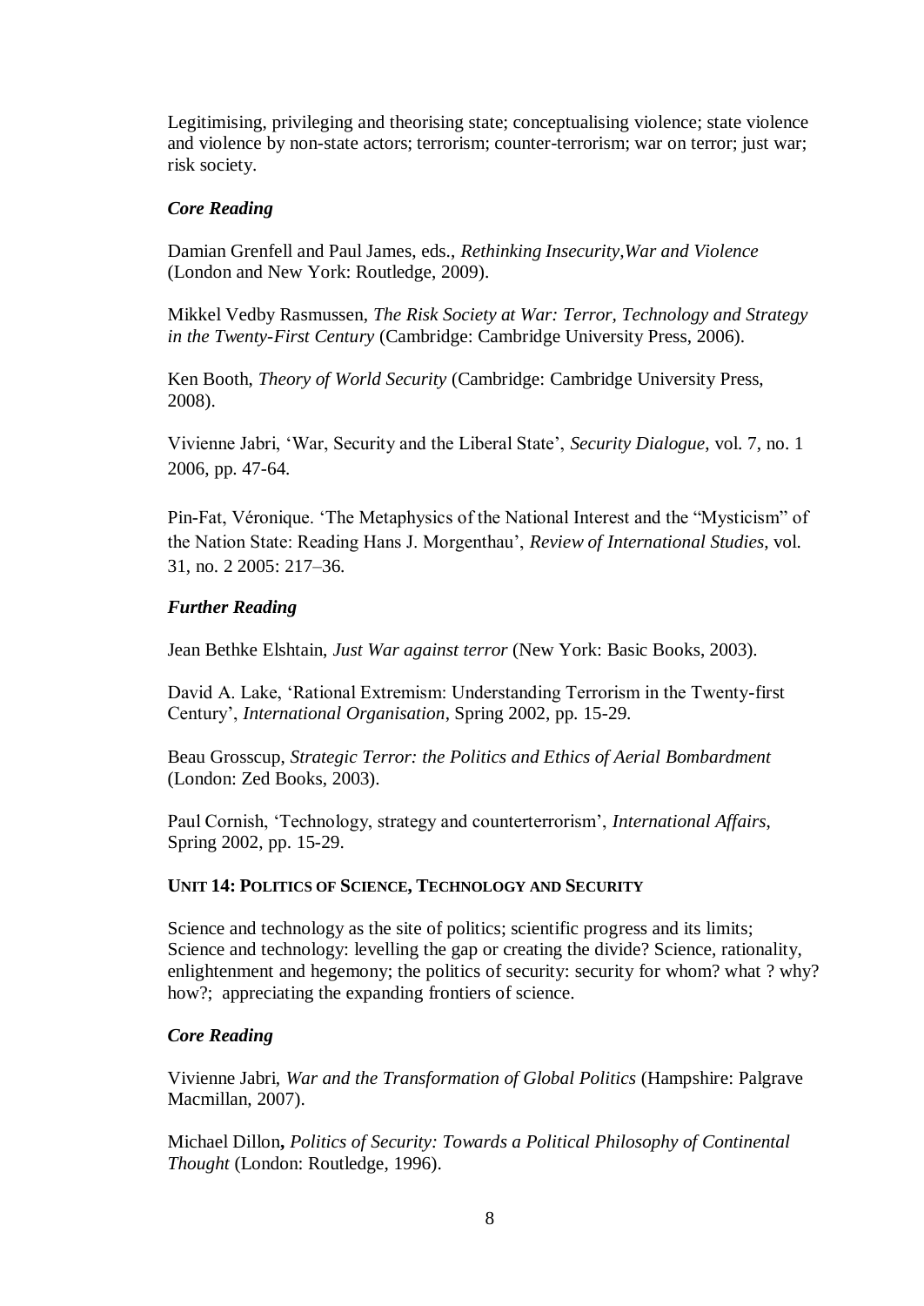Legitimising, privileging and theorising state; conceptualising violence; state violence and violence by non-state actors; terrorism; counter-terrorism; war on terror; just war; risk society.

### *Core Reading*

Damian Grenfell and Paul James, eds., *Rethinking Insecurity,War and Violence* (London and New York: Routledge, 2009).

Mikkel Vedby Rasmussen, *The Risk Society at War: Terror, Technology and Strategy in the Twenty-First Century* (Cambridge: Cambridge University Press, 2006).

Ken Booth, *Theory of World Security* (Cambridge: Cambridge University Press, 2008).

Vivienne Jabri, 'War, Security and the Liberal State', *Security Dialogue*, vol. 7, no. 1 2006, pp. 47-64.

Pin-Fat, Véronique. 'The Metaphysics of the National Interest and the "Mysticism" of the Nation State: Reading Hans J. Morgenthau', *Review of International Studies*, vol. 31, no. 2 2005: 217–36.

### *Further Reading*

Jean Bethke Elshtain, *Just War against terror* (New York: Basic Books, 2003).

David A. Lake, 'Rational Extremism: Understanding Terrorism in the Twenty-first Century', *International Organisation*, Spring 2002, pp. 15-29.

Beau Grosscup, *Strategic Terror: the Politics and Ethics of Aerial Bombardment* (London: Zed Books, 2003).

Paul Cornish, 'Technology, strategy and counterterrorism', *International Affairs*, Spring 2002, pp. 15-29.

## UNIT 14: POLITICS OF SCIENCE, TECHNOLOGY AND SECURITY

Science and technology as the site of politics; scientific progress and its limits; Science and technology: levelling the gap or creating the divide? Science, rationality, enlightenment and hegemony; the politics of security: security for whom? what ? why? how?; appreciating the expanding frontiers of science.

### *Core Reading*

Vivienne Jabri, *War and the Transformation of Global Politics* (Hampshire: Palgrave Macmillan, 2007).

Michael Dillon**,** *Politics of Security: Towards a Political Philosophy of Continental Thought* (London: Routledge, 1996).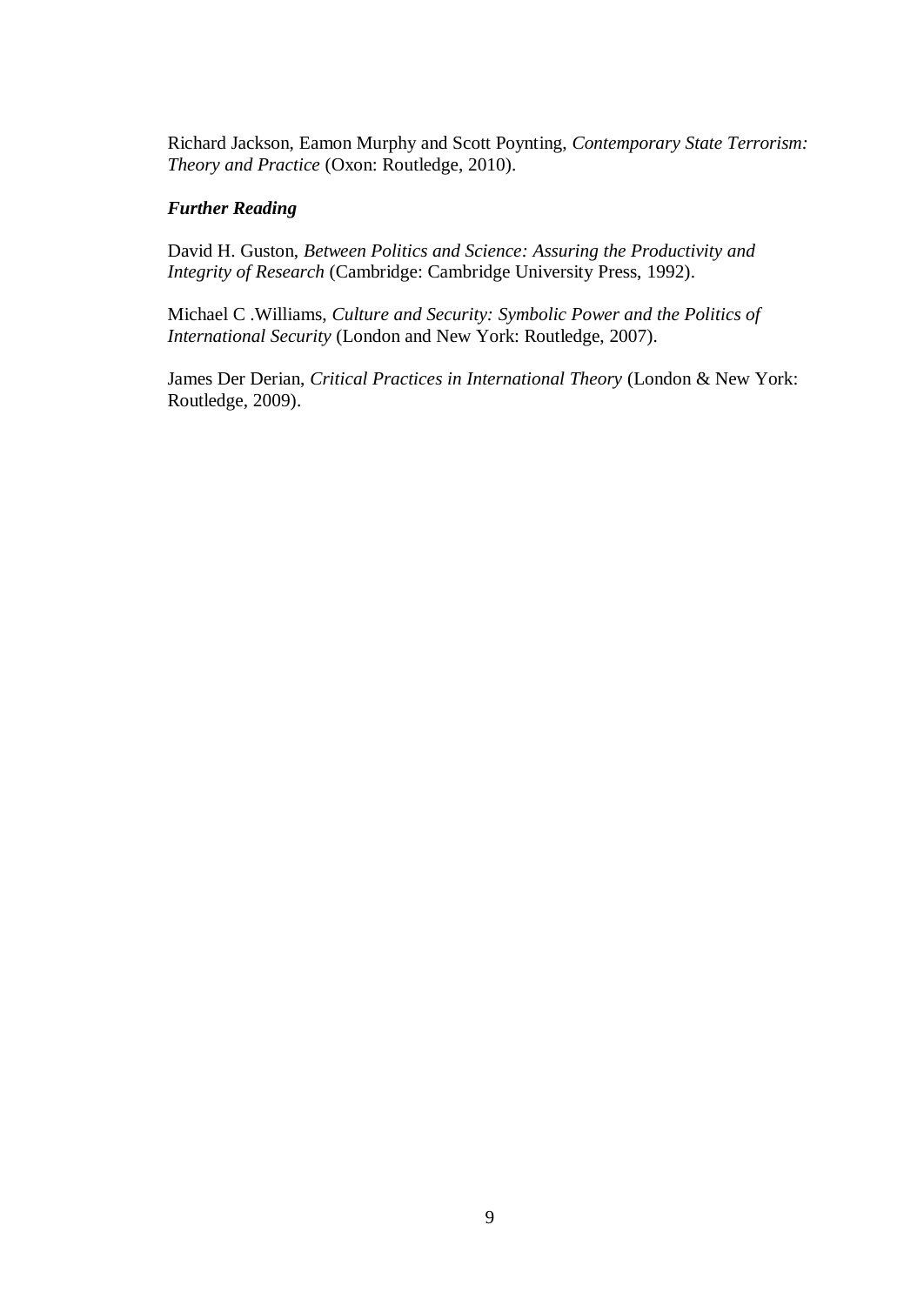Richard Jackson, Eamon Murphy and Scott Poynting, *Contemporary State Terrorism: Theory and Practice* (Oxon: Routledge, 2010).

***Further Reading***

David H. Guston, *Between Politics and Science: Assuring the Productivity and Integrity of Research* (Cambridge: Cambridge University Press, 1992).

Michael C .Williams, *Culture and Security: Symbolic Power and the Politics of International Security* (London and New York: Routledge, 2007).

James Der Derian, *Critical Practices in International Theory* (London & New York: Routledge, 2009).